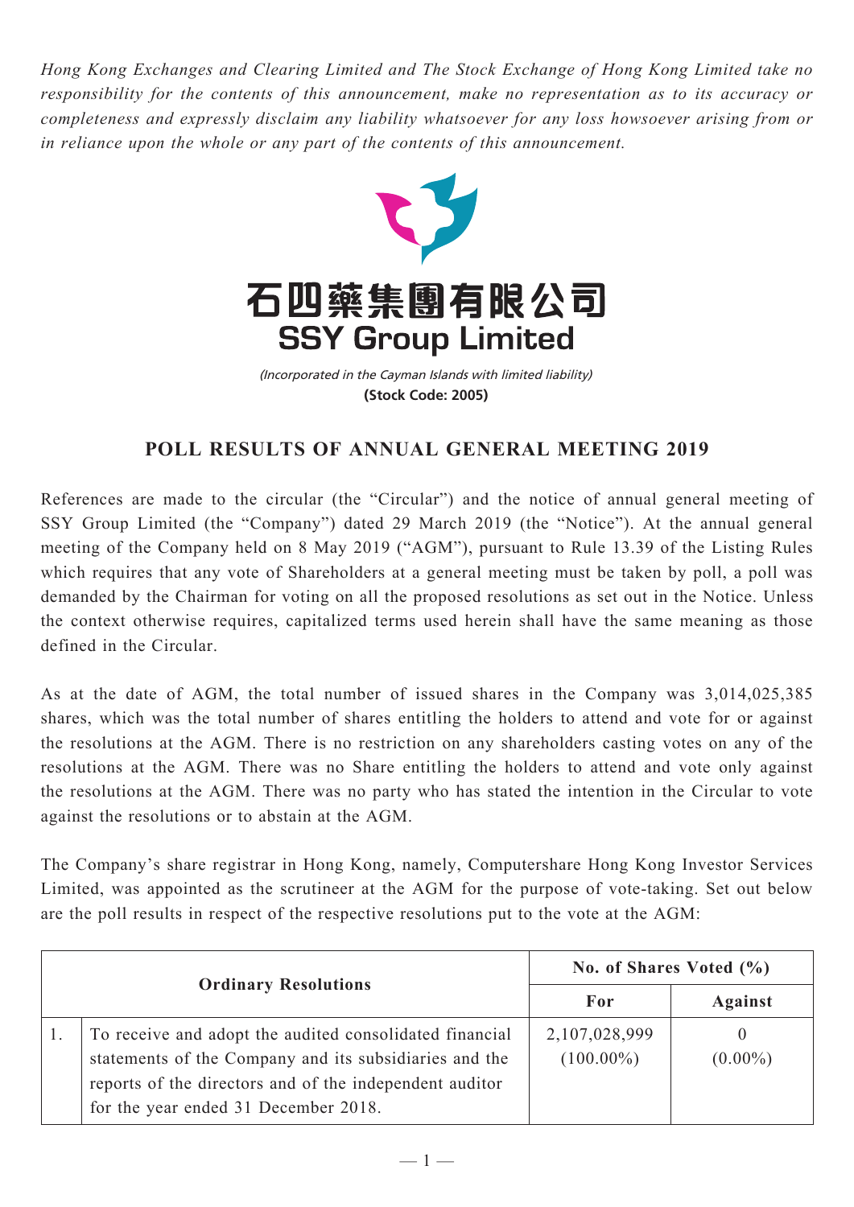*Hong Kong Exchanges and Clearing Limited and The Stock Exchange of Hong Kong Limited take no responsibility for the contents of this announcement, make no representation as to its accuracy or completeness and expressly disclaim any liability whatsoever for any loss howsoever arising from or in reliance upon the whole or any part of the contents of this announcement.*

# 石四藥集團有限公司
# SSY Group Limited

*(Incorporated in the Cayman Islands with limited liability)*
**(Stock Code: 2005)**

## POLL RESULTS OF ANNUAL GENERAL MEETING 2019

References are made to the circular (the "Circular") and the notice of annual general meeting of SSY Group Limited (the "Company") dated 29 March 2019 (the "Notice"). At the annual general meeting of the Company held on 8 May 2019 ("AGM"), pursuant to Rule 13.39 of the Listing Rules which requires that any vote of Shareholders at a general meeting must be taken by poll, a poll was demanded by the Chairman for voting on all the proposed resolutions as set out in the Notice. Unless the context otherwise requires, capitalized terms used herein shall have the same meaning as those defined in the Circular.

As at the date of AGM, the total number of issued shares in the Company was 3,014,025,385 shares, which was the total number of shares entitling the holders to attend and vote for or against the resolutions at the AGM. There is no restriction on any shareholders casting votes on any of the resolutions at the AGM. There was no Share entitling the holders to attend and vote only against the resolutions at the AGM. There was no party who has stated the intention in the Circular to vote against the resolutions or to abstain at the AGM.

The Company's share registrar in Hong Kong, namely, Computershare Hong Kong Investor Services Limited, was appointed as the scrutineer at the AGM for the purpose of vote-taking. Set out below are the poll results in respect of the respective resolutions put to the vote at the AGM:

| Ordinary Resolutions | | No. of Shares Voted (%) | |
|---|---|---|---|
| | | For | Against |
| 1. | To receive and adopt the audited consolidated financial statements of the Company and its subsidiaries and the reports of the directors and of the independent auditor for the year ended 31 December 2018. | 2,107,028,999 (100.00%) | 0 (0.00%) |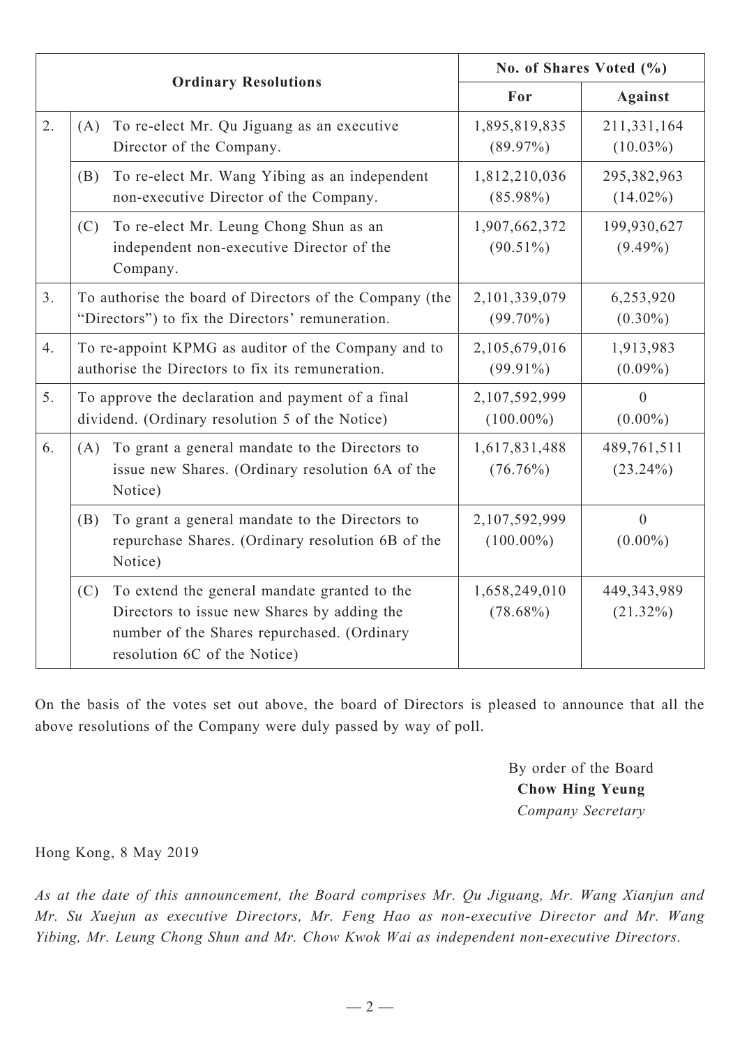| Ordinary Resolutions | | No. of Shares Voted (%) | |
|---|---|---|---|
| | | For | Against |
| 2. | (A) To re-elect Mr. Qu Jiguang as an executive Director of the Company. | 1,895,819,835 (89.97%) | 211,331,164 (10.03%) |
| | (B) To re-elect Mr. Wang Yibing as an independent non-executive Director of the Company. | 1,812,210,036 (85.98%) | 295,382,963 (14.02%) |
| | (C) To re-elect Mr. Leung Chong Shun as an independent non-executive Director of the Company. | 1,907,662,372 (90.51%) | 199,930,627 (9.49%) |
| 3. | To authorise the board of Directors of the Company (the "Directors") to fix the Directors' remuneration. | 2,101,339,079 (99.70%) | 6,253,920 (0.30%) |
| 4. | To re-appoint KPMG as auditor of the Company and to authorise the Directors to fix its remuneration. | 2,105,679,016 (99.91%) | 1,913,983 (0.09%) |
| 5. | To approve the declaration and payment of a final dividend. (Ordinary resolution 5 of the Notice) | 2,107,592,999 (100.00%) | 0 (0.00%) |
| 6. | (A) To grant a general mandate to the Directors to issue new Shares. (Ordinary resolution 6A of the Notice) | 1,617,831,488 (76.76%) | 489,761,511 (23.24%) |
| | (B) To grant a general mandate to the Directors to repurchase Shares. (Ordinary resolution 6B of the Notice) | 2,107,592,999 (100.00%) | 0 (0.00%) |
| | (C) To extend the general mandate granted to the Directors to issue new Shares by adding the number of the Shares repurchased. (Ordinary resolution 6C of the Notice) | 1,658,249,010 (78.68%) | 449,343,989 (21.32%) |

On the basis of the votes set out above, the board of Directors is pleased to announce that all the above resolutions of the Company were duly passed by way of poll.

By order of the Board
**Chow Hing Yeung**
*Company Secretary*

Hong Kong, 8 May 2019

*As at the date of this announcement, the Board comprises Mr. Qu Jiguang, Mr. Wang Xianjun and Mr. Su Xuejun as executive Directors, Mr. Feng Hao as non-executive Director and Mr. Wang Yibing, Mr. Leung Chong Shun and Mr. Chow Kwok Wai as independent non-executive Directors.*